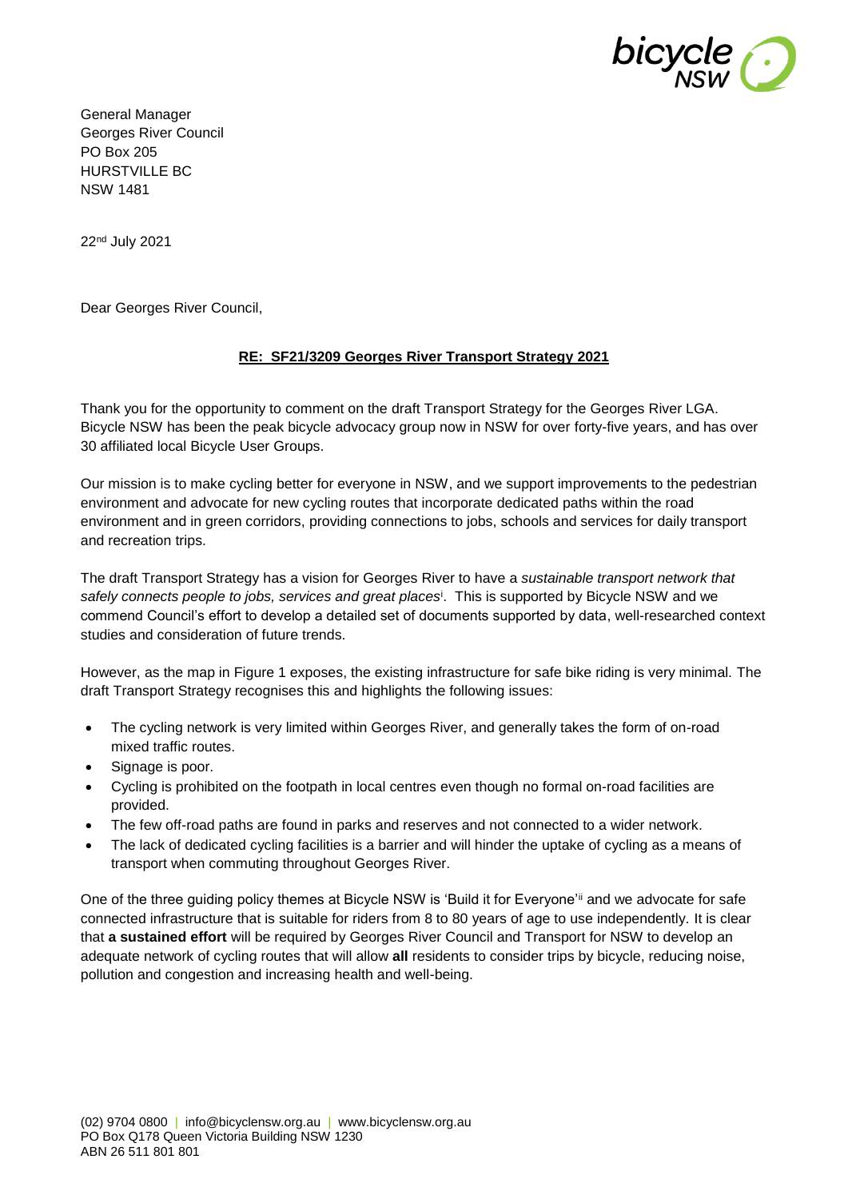General Manager
Georges River Council
PO Box 205
HURSTVILLE BC
NSW 1481

22nd July 2021

Dear Georges River Council,

**RE: SF21/3209 Georges River Transport Strategy 2021**

Thank you for the opportunity to comment on the draft Transport Strategy for the Georges River LGA. Bicycle NSW has been the peak bicycle advocacy group now in NSW for over forty-five years, and has over 30 affiliated local Bicycle User Groups.

Our mission is to make cycling better for everyone in NSW, and we support improvements to the pedestrian environment and advocate for new cycling routes that incorporate dedicated paths within the road environment and in green corridors, providing connections to jobs, schools and services for daily transport and recreation trips.

The draft Transport Strategy has a vision for Georges River to have a *sustainable transport network that safely connects people to jobs, services and great places*[i]. This is supported by Bicycle NSW and we commend Council's effort to develop a detailed set of documents supported by data, well-researched context studies and consideration of future trends.

However, as the map in Figure 1 exposes, the existing infrastructure for safe bike riding is very minimal. The draft Transport Strategy recognises this and highlights the following issues:

- The cycling network is very limited within Georges River, and generally takes the form of on-road mixed traffic routes.
- Signage is poor.
- Cycling is prohibited on the footpath in local centres even though no formal on-road facilities are provided.
- The few off-road paths are found in parks and reserves and not connected to a wider network.
- The lack of dedicated cycling facilities is a barrier and will hinder the uptake of cycling as a means of transport when commuting throughout Georges River.

One of the three guiding policy themes at Bicycle NSW is 'Build it for Everyone'[ii] and we advocate for safe connected infrastructure that is suitable for riders from 8 to 80 years of age to use independently. It is clear that **a sustained effort** will be required by Georges River Council and Transport for NSW to develop an adequate network of cycling routes that will allow **all** residents to consider trips by bicycle, reducing noise, pollution and congestion and increasing health and well-being.

(02) 9704 0800 | info@bicyclensw.org.au | www.bicyclensw.org.au
PO Box Q178 Queen Victoria Building NSW 1230
ABN 26 511 801 801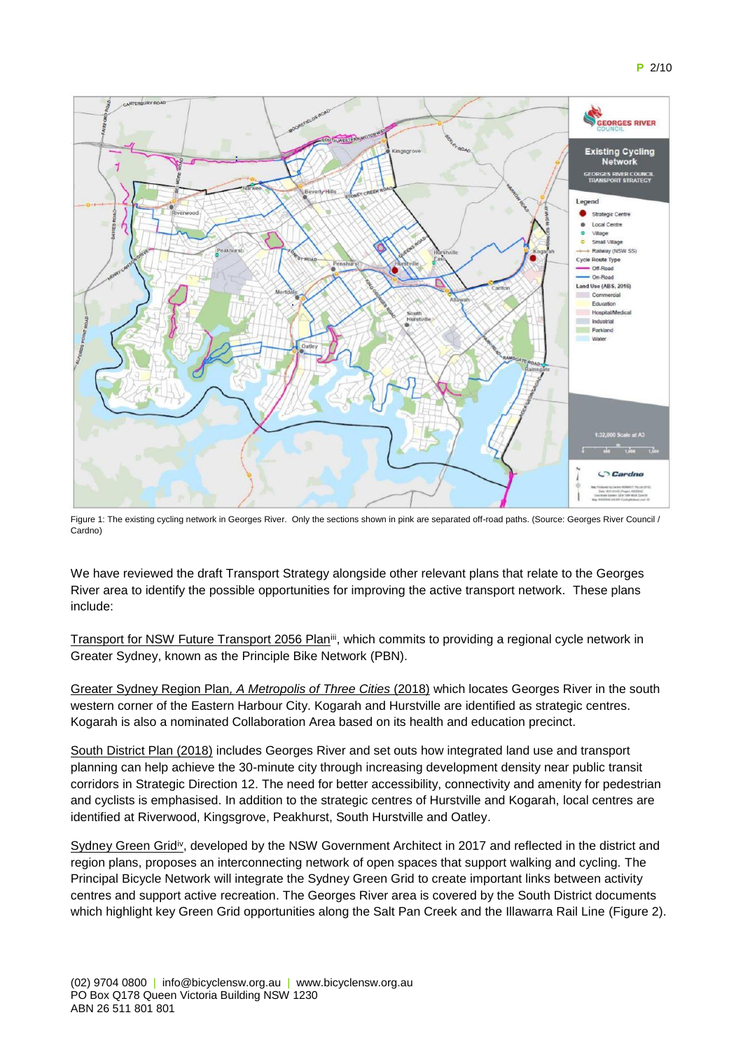Figure 1: The existing cycling network in Georges River. Only the sections shown in pink are separated off-road paths. (Source: Georges River Council / Cardno)

We have reviewed the draft Transport Strategy alongside other relevant plans that relate to the Georges River area to identify the possible opportunities for improving the active transport network. These plans include:

Transport for NSW Future Transport 2056 Plan[iii], which commits to providing a regional cycle network in Greater Sydney, known as the Principle Bike Network (PBN).

Greater Sydney Region Plan, *A Metropolis of Three Cities* (2018) which locates Georges River in the south western corner of the Eastern Harbour City. Kogarah and Hurstville are identified as strategic centres. Kogarah is also a nominated Collaboration Area based on its health and education precinct.

South District Plan (2018) includes Georges River and set outs how integrated land use and transport planning can help achieve the 30-minute city through increasing development density near public transit corridors in Strategic Direction 12. The need for better accessibility, connectivity and amenity for pedestrian and cyclists is emphasised. In addition to the strategic centres of Hurstville and Kogarah, local centres are identified at Riverwood, Kingsgrove, Peakhurst, South Hurstville and Oatley.

Sydney Green Grid[iv], developed by the NSW Government Architect in 2017 and reflected in the district and region plans, proposes an interconnecting network of open spaces that support walking and cycling. The Principal Bicycle Network will integrate the Sydney Green Grid to create important links between activity centres and support active recreation. The Georges River area is covered by the South District documents which highlight key Green Grid opportunities along the Salt Pan Creek and the Illawarra Rail Line (Figure 2).

(02) 9704 0800 | info@bicyclensw.org.au | www.bicyclensw.org.au
PO Box Q178 Queen Victoria Building NSW 1230
ABN 26 511 801 801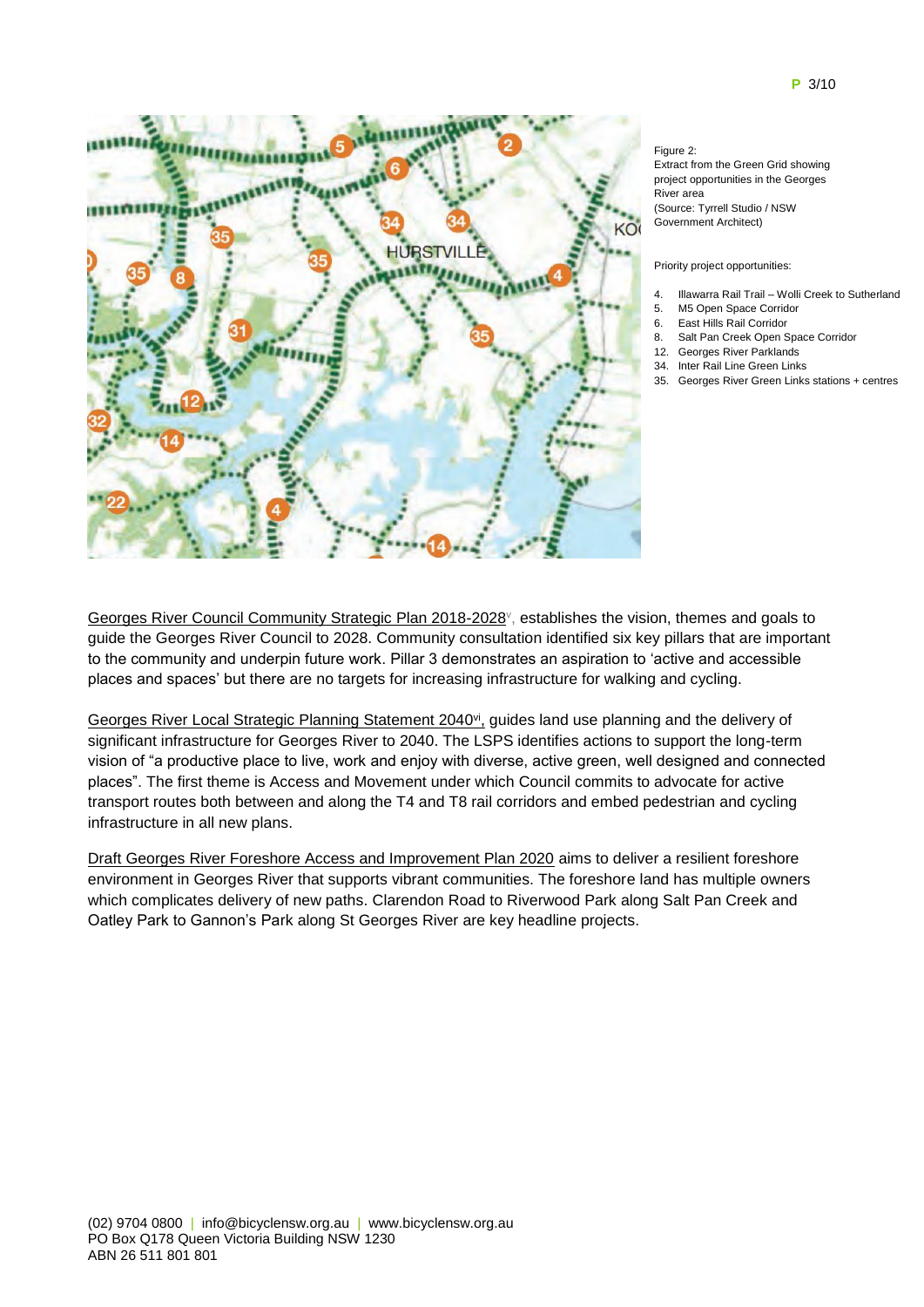Figure 2:
Extract from the Green Grid showing project opportunities in the Georges River area
(Source: Tyrrell Studio / NSW Government Architect)

Priority project opportunities:

4. Illawarra Rail Trail – Wolli Creek to Sutherland
5. M5 Open Space Corridor
6. East Hills Rail Corridor
8. Salt Pan Creek Open Space Corridor
12. Georges River Parklands
34. Inter Rail Line Green Links
35. Georges River Green Links stations + centres

Georges River Council Community Strategic Plan 2018-2028[v], establishes the vision, themes and goals to guide the Georges River Council to 2028. Community consultation identified six key pillars that are important to the community and underpin future work. Pillar 3 demonstrates an aspiration to 'active and accessible places and spaces' but there are no targets for increasing infrastructure for walking and cycling.

Georges River Local Strategic Planning Statement 2040[vi], guides land use planning and the delivery of significant infrastructure for Georges River to 2040. The LSPS identifies actions to support the long-term vision of "a productive place to live, work and enjoy with diverse, active green, well designed and connected places". The first theme is Access and Movement under which Council commits to advocate for active transport routes both between and along the T4 and T8 rail corridors and embed pedestrian and cycling infrastructure in all new plans.

Draft Georges River Foreshore Access and Improvement Plan 2020 aims to deliver a resilient foreshore environment in Georges River that supports vibrant communities. The foreshore land has multiple owners which complicates delivery of new paths. Clarendon Road to Riverwood Park along Salt Pan Creek and Oatley Park to Gannon's Park along St Georges River are key headline projects.

(02) 9704 0800 | info@bicyclensw.org.au | www.bicyclensw.org.au
PO Box Q178 Queen Victoria Building NSW 1230
ABN 26 511 801 801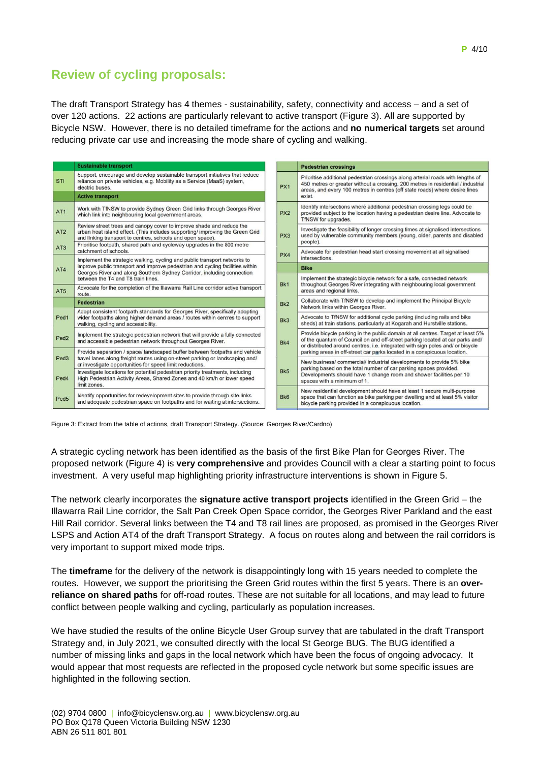## Review of cycling proposals:

The draft Transport Strategy has 4 themes - sustainability, safety, connectivity and access – and a set of over 120 actions. 22 actions are particularly relevant to active transport (Figure 3). All are supported by Bicycle NSW. However, there is no detailed timeframe for the actions and **no numerical targets** set around reducing private car use and increasing the mode share of cycling and walking.

| | Sustainable transport |
|---|---|
| STI | Support, encourage and develop sustainable transport initiatives that reduce reliance on private vehicles, e.g. Mobility as a Service (MaaS) system, electric buses. |
| | **Active transport** |
| AT1 | Work with TfNSW to provide Sydney Green Grid links through Georges River which link into neighbouring local government areas. |
| AT2 | Review street trees and canopy cover to improve shade and reduce the urban heat island effect. (This includes supporting/ improving the Green Grid and linking transport to centres, schools and open space). |
| AT3 | Prioritise footpath, shared path and cycleway upgrades in the 800 metre catchment of schools. |
| AT4 | Implement the strategic walking, cycling and public transport networks to improve public transport and improve pedestrian and cycling facilities within Georges River and along Southern Sydney Corridor, including connection between the T4 and T8 train lines. |
| AT5 | Advocate for the completion of the Illawarra Rail Line corridor active transport route. |
| | **Pedestrian** |
| Ped1 | Adopt consistent footpath standards for Georges River, specifically adopting wider footpaths along higher demand areas / routes within centres to support walking, cycling and accessibility. |
| Ped2 | Implement the strategic pedestrian network that will provide a fully connected and accessible pedestrian network throughout Georges River. |
| Ped3 | Provide separation / space/ landscaped buffer between footpaths and vehicle travel lanes along freight routes using on-street parking or landscaping and/ or investigate opportunities for speed limit reductions. |
| Ped4 | Investigate locations for potential pedestrian priority treatments, including High Pedestrian Activity Areas, Shared Zones and 40 km/h or lower speed limit zones. |
| Ped5 | Identify opportunities for redevelopment sites to provide through site links and adequate pedestrian space on footpaths and for waiting at intersections. |

| | Pedestrian crossings |
|---|---|
| PX1 | Prioritise additional pedestrian crossings along arterial roads with lengths of 450 metres or greater without a crossing, 200 metres in residential / industrial areas, and every 100 metres in centres (off state roads) where desire lines exist. |
| PX2 | Identify intersections where additional pedestrian crossing legs could be provided subject to the location having a pedestrian desire line. Advocate to TfNSW for upgrades. |
| PX3 | Investigate the feasibility of longer crossing times at signalised intersections used by vulnerable community members (young, older, parents and disabled people). |
| PX4 | Advocate for pedestrian head start crossing movement at all signalised intersections. |
| | **Bike** |
| Bk1 | Implement the strategic bicycle network for a safe, connected network throughout Georges River integrating with neighbouring local government areas and regional links. |
| Bk2 | Collaborate with TfNSW to develop and implement the Principal Bicycle Network links within Georges River. |
| Bk3 | Advocate to TfNSW for additional cycle parking (including rails and bike sheds) at train stations, particularly at Kogarah and Hurstville stations. |
| Bk4 | Provide bicycle parking in the public domain at all centres. Target at least 5% of the quantum of Council on and off-street parking located at car parks and/ or distributed around centres, i.e. integrated with sign poles and/ or bicycle parking areas in off-street car parks located in a conspicuous location. |
| Bk5 | New business/ commercial/ industrial developments to provide 5% bike parking based on the total number of car parking spaces provided. Developments should have 1 change room and shower facilities per 10 spaces with a minimum of 1. |
| Bk6 | New residential development should have at least 1 secure multi-purpose space that can function as bike parking per dwelling and at least 5% visitor bicycle parking provided in a conspicuous location. |

Figure 3: Extract from the table of actions, draft Transport Strategy. (Source: Georges River/Cardno)

A strategic cycling network has been identified as the basis of the first Bike Plan for Georges River. The proposed network (Figure 4) is **very comprehensive** and provides Council with a clear a starting point to focus investment. A very useful map highlighting priority infrastructure interventions is shown in Figure 5.

The network clearly incorporates the **signature active transport projects** identified in the Green Grid – the Illawarra Rail Line corridor, the Salt Pan Creek Open Space corridor, the Georges River Parkland and the east Hill Rail corridor. Several links between the T4 and T8 rail lines are proposed, as promised in the Georges River LSPS and Action AT4 of the draft Transport Strategy. A focus on routes along and between the rail corridors is very important to support mixed mode trips.

The **timeframe** for the delivery of the network is disappointingly long with 15 years needed to complete the routes. However, we support the prioritising the Green Grid routes within the first 5 years. There is an **over-reliance on shared paths** for off-road routes. These are not suitable for all locations, and may lead to future conflict between people walking and cycling, particularly as population increases.

We have studied the results of the online Bicycle User Group survey that are tabulated in the draft Transport Strategy and, in July 2021, we consulted directly with the local St George BUG. The BUG identified a number of missing links and gaps in the local network which have been the focus of ongoing advocacy. It would appear that most requests are reflected in the proposed cycle network but some specific issues are highlighted in the following section.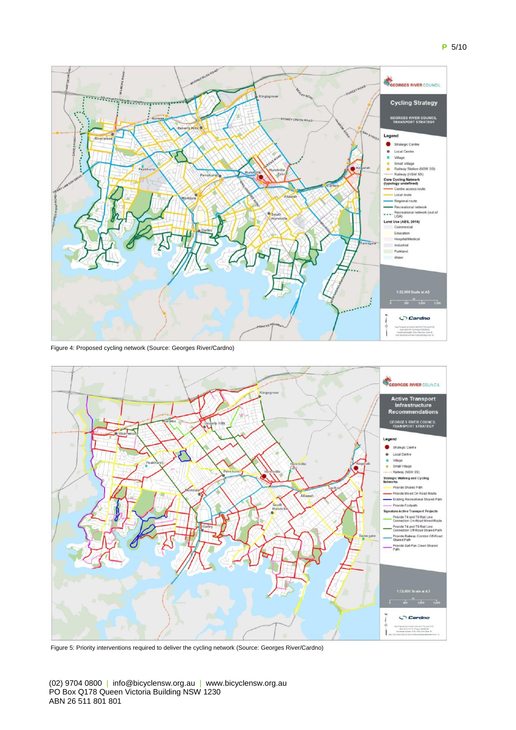Figure 4: Proposed cycling network (Source: Georges River/Cardno)

Figure 5: Priority interventions required to deliver the cycling network (Source: Georges River/Cardno)

(02) 9704 0800 | info@bicyclensw.org.au | www.bicyclensw.org.au
PO Box Q178 Queen Victoria Building NSW 1230
ABN 26 511 801 801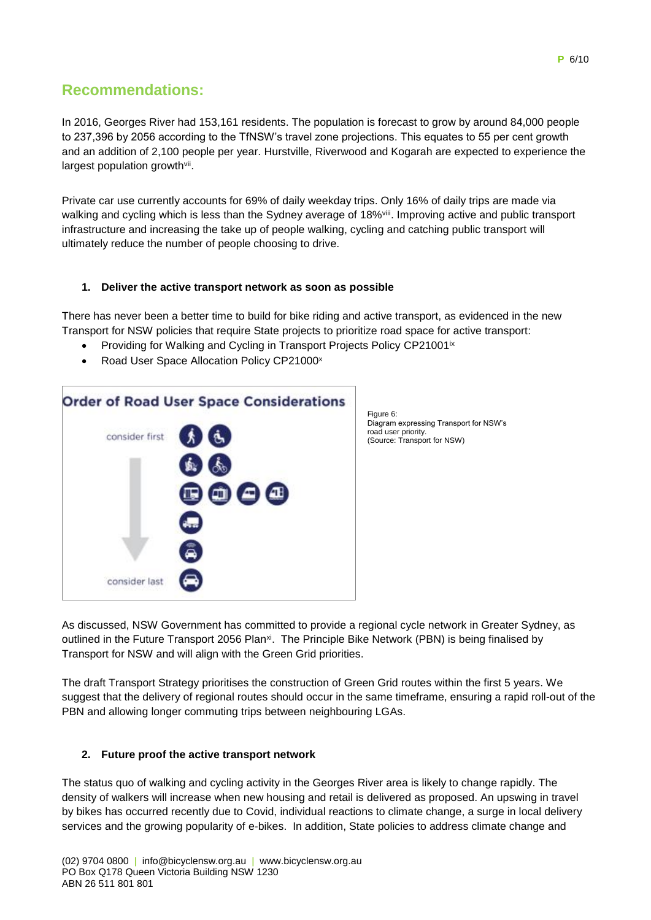## Recommendations:

In 2016, Georges River had 153,161 residents. The population is forecast to grow by around 84,000 people to 237,396 by 2056 according to the TfNSW's travel zone projections. This equates to 55 per cent growth and an addition of 2,100 people per year. Hurstville, Riverwood and Kogarah are expected to experience the largest population growth[vii].

Private car use currently accounts for 69% of daily weekday trips. Only 16% of daily trips are made via walking and cycling which is less than the Sydney average of 18%[viii]. Improving active and public transport infrastructure and increasing the take up of people walking, cycling and catching public transport will ultimately reduce the number of people choosing to drive.

### 1. Deliver the active transport network as soon as possible

There has never been a better time to build for bike riding and active transport, as evidenced in the new Transport for NSW policies that require State projects to prioritize road space for active transport:

- Providing for Walking and Cycling in Transport Projects Policy CP21001[ix]
- Road User Space Allocation Policy CP21000[x]

**Order of Road User Space Considerations**

consider first

consider last

Figure 6:
Diagram expressing Transport for NSW's road user priority.
(Source: Transport for NSW)

As discussed, NSW Government has committed to provide a regional cycle network in Greater Sydney, as outlined in the Future Transport 2056 Plan[xi]. The Principle Bike Network (PBN) is being finalised by Transport for NSW and will align with the Green Grid priorities.

The draft Transport Strategy prioritises the construction of Green Grid routes within the first 5 years. We suggest that the delivery of regional routes should occur in the same timeframe, ensuring a rapid roll-out of the PBN and allowing longer commuting trips between neighbouring LGAs.

### 2. Future proof the active transport network

The status quo of walking and cycling activity in the Georges River area is likely to change rapidly. The density of walkers will increase when new housing and retail is delivered as proposed. An upswing in travel by bikes has occurred recently due to Covid, individual reactions to climate change, a surge in local delivery services and the growing popularity of e-bikes. In addition, State policies to address climate change and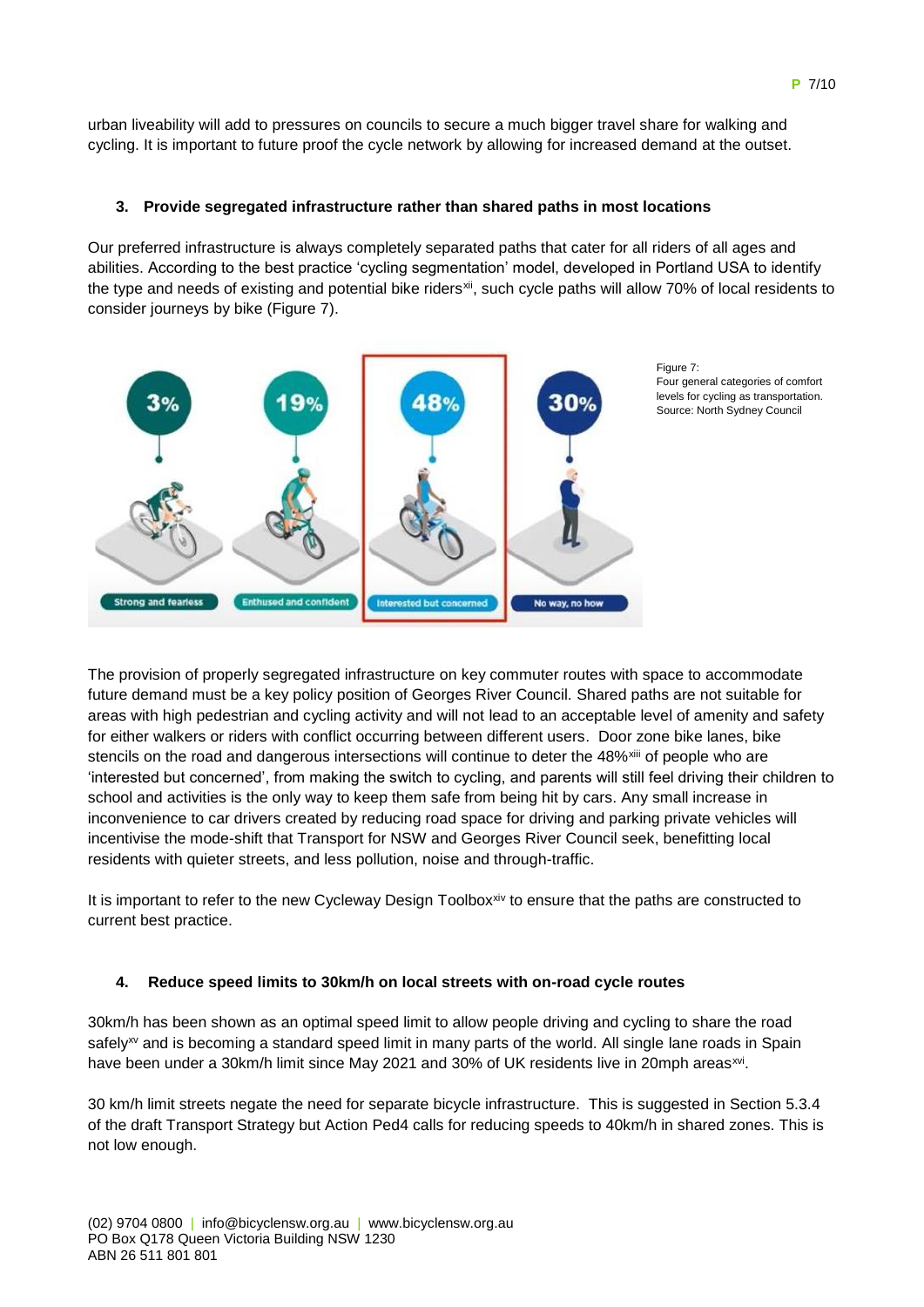urban liveability will add to pressures on councils to secure a much bigger travel share for walking and cycling. It is important to future proof the cycle network by allowing for increased demand at the outset.

### 3. Provide segregated infrastructure rather than shared paths in most locations

Our preferred infrastructure is always completely separated paths that cater for all riders of all ages and abilities. According to the best practice 'cycling segmentation' model, developed in Portland USA to identify the type and needs of existing and potential bike riders[xii], such cycle paths will allow 70% of local residents to consider journeys by bike (Figure 7).

Figure 7:
Four general categories of comfort levels for cycling as transportation.
Source: North Sydney Council

The provision of properly segregated infrastructure on key commuter routes with space to accommodate future demand must be a key policy position of Georges River Council. Shared paths are not suitable for areas with high pedestrian and cycling activity and will not lead to an acceptable level of amenity and safety for either walkers or riders with conflict occurring between different users. Door zone bike lanes, bike stencils on the road and dangerous intersections will continue to deter the 48%[xiii] of people who are 'interested but concerned', from making the switch to cycling, and parents will still feel driving their children to school and activities is the only way to keep them safe from being hit by cars. Any small increase in inconvenience to car drivers created by reducing road space for driving and parking private vehicles will incentivise the mode-shift that Transport for NSW and Georges River Council seek, benefitting local residents with quieter streets, and less pollution, noise and through-traffic.

It is important to refer to the new Cycleway Design Toolbox[xiv] to ensure that the paths are constructed to current best practice.

### 4. Reduce speed limits to 30km/h on local streets with on-road cycle routes

30km/h has been shown as an optimal speed limit to allow people driving and cycling to share the road safely[xv] and is becoming a standard speed limit in many parts of the world. All single lane roads in Spain have been under a 30km/h limit since May 2021 and 30% of UK residents live in 20mph areas[xvi].

30 km/h limit streets negate the need for separate bicycle infrastructure. This is suggested in Section 5.3.4 of the draft Transport Strategy but Action Ped4 calls for reducing speeds to 40km/h in shared zones. This is not low enough.

(02) 9704 0800 | info@bicyclensw.org.au | www.bicyclensw.org.au
PO Box Q178 Queen Victoria Building NSW 1230
ABN 26 511 801 801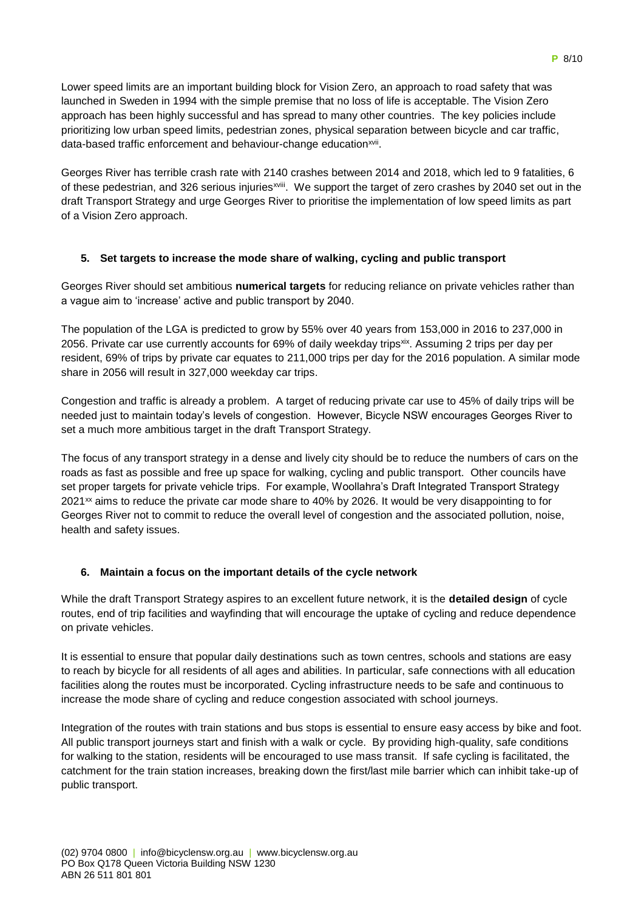Lower speed limits are an important building block for Vision Zero, an approach to road safety that was launched in Sweden in 1994 with the simple premise that no loss of life is acceptable. The Vision Zero approach has been highly successful and has spread to many other countries. The key policies include prioritizing low urban speed limits, pedestrian zones, physical separation between bicycle and car traffic, data-based traffic enforcement and behaviour-change education[xvii].

Georges River has terrible crash rate with 2140 crashes between 2014 and 2018, which led to 9 fatalities, 6 of these pedestrian, and 326 serious injuries[xviii]. We support the target of zero crashes by 2040 set out in the draft Transport Strategy and urge Georges River to prioritise the implementation of low speed limits as part of a Vision Zero approach.

### 5. Set targets to increase the mode share of walking, cycling and public transport

Georges River should set ambitious **numerical targets** for reducing reliance on private vehicles rather than a vague aim to 'increase' active and public transport by 2040.

The population of the LGA is predicted to grow by 55% over 40 years from 153,000 in 2016 to 237,000 in 2056. Private car use currently accounts for 69% of daily weekday trips[xix]. Assuming 2 trips per day per resident, 69% of trips by private car equates to 211,000 trips per day for the 2016 population. A similar mode share in 2056 will result in 327,000 weekday car trips.

Congestion and traffic is already a problem. A target of reducing private car use to 45% of daily trips will be needed just to maintain today's levels of congestion. However, Bicycle NSW encourages Georges River to set a much more ambitious target in the draft Transport Strategy.

The focus of any transport strategy in a dense and lively city should be to reduce the numbers of cars on the roads as fast as possible and free up space for walking, cycling and public transport. Other councils have set proper targets for private vehicle trips. For example, Woollahra's Draft Integrated Transport Strategy 2021[xx] aims to reduce the private car mode share to 40% by 2026. It would be very disappointing to for Georges River not to commit to reduce the overall level of congestion and the associated pollution, noise, health and safety issues.

### 6. Maintain a focus on the important details of the cycle network

While the draft Transport Strategy aspires to an excellent future network, it is the **detailed design** of cycle routes, end of trip facilities and wayfinding that will encourage the uptake of cycling and reduce dependence on private vehicles.

It is essential to ensure that popular daily destinations such as town centres, schools and stations are easy to reach by bicycle for all residents of all ages and abilities. In particular, safe connections with all education facilities along the routes must be incorporated. Cycling infrastructure needs to be safe and continuous to increase the mode share of cycling and reduce congestion associated with school journeys.

Integration of the routes with train stations and bus stops is essential to ensure easy access by bike and foot. All public transport journeys start and finish with a walk or cycle. By providing high-quality, safe conditions for walking to the station, residents will be encouraged to use mass transit. If safe cycling is facilitated, the catchment for the train station increases, breaking down the first/last mile barrier which can inhibit take-up of public transport.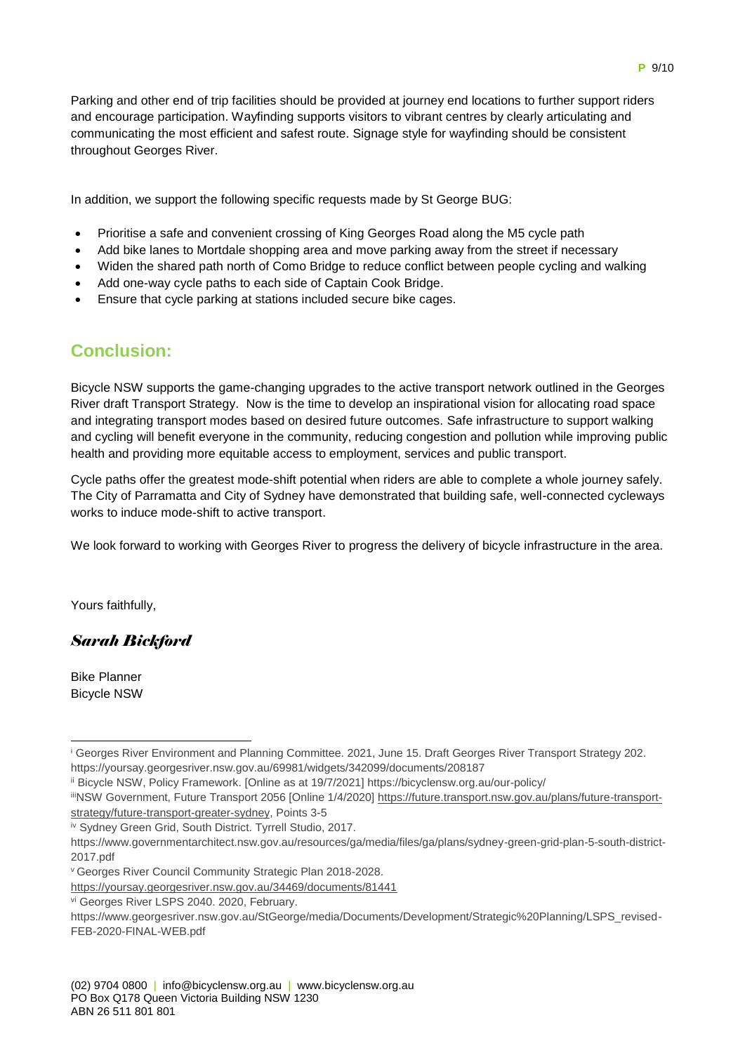Parking and other end of trip facilities should be provided at journey end locations to further support riders and encourage participation. Wayfinding supports visitors to vibrant centres by clearly articulating and communicating the most efficient and safest route. Signage style for wayfinding should be consistent throughout Georges River.

In addition, we support the following specific requests made by St George BUG:

- Prioritise a safe and convenient crossing of King Georges Road along the M5 cycle path
- Add bike lanes to Mortdale shopping area and move parking away from the street if necessary
- Widen the shared path north of Como Bridge to reduce conflict between people cycling and walking
- Add one-way cycle paths to each side of Captain Cook Bridge.
- Ensure that cycle parking at stations included secure bike cages.

## Conclusion:

Bicycle NSW supports the game-changing upgrades to the active transport network outlined in the Georges River draft Transport Strategy. Now is the time to develop an inspirational vision for allocating road space and integrating transport modes based on desired future outcomes. Safe infrastructure to support walking and cycling will benefit everyone in the community, reducing congestion and pollution while improving public health and providing more equitable access to employment, services and public transport.

Cycle paths offer the greatest mode-shift potential when riders are able to complete a whole journey safely. The City of Parramatta and City of Sydney have demonstrated that building safe, well-connected cycleways works to induce mode-shift to active transport.

We look forward to working with Georges River to progress the delivery of bicycle infrastructure in the area.

Yours faithfully,

*Sarah Bickford*

Bike Planner
Bicycle NSW

---

[i] Georges River Environment and Planning Committee. 2021, June 15. Draft Georges River Transport Strategy 202. https://yoursay.georgesriver.nsw.gov.au/69981/widgets/342099/documents/208187

[ii] Bicycle NSW, Policy Framework. [Online as at 19/7/2021] https://bicyclensw.org.au/our-policy/

[iii] NSW Government, Future Transport 2056 [Online 1/4/2020] https://future.transport.nsw.gov.au/plans/future-transport-strategy/future-transport-greater-sydney, Points 3-5

[iv] Sydney Green Grid, South District. Tyrrell Studio, 2017. https://www.governmentarchitect.nsw.gov.au/resources/ga/media/files/ga/plans/sydney-green-grid-plan-5-south-district-2017.pdf

[v] Georges River Council Community Strategic Plan 2018-2028. https://yoursay.georgesriver.nsw.gov.au/34469/documents/81441

[vi] Georges River LSPS 2040. 2020, February. https://www.georgesriver.nsw.gov.au/StGeorge/media/Documents/Development/Strategic%20Planning/LSPS_revised-FEB-2020-FINAL-WEB.pdf

(02) 9704 0800 | info@bicyclensw.org.au | www.bicyclensw.org.au
PO Box Q178 Queen Victoria Building NSW 1230
ABN 26 511 801 801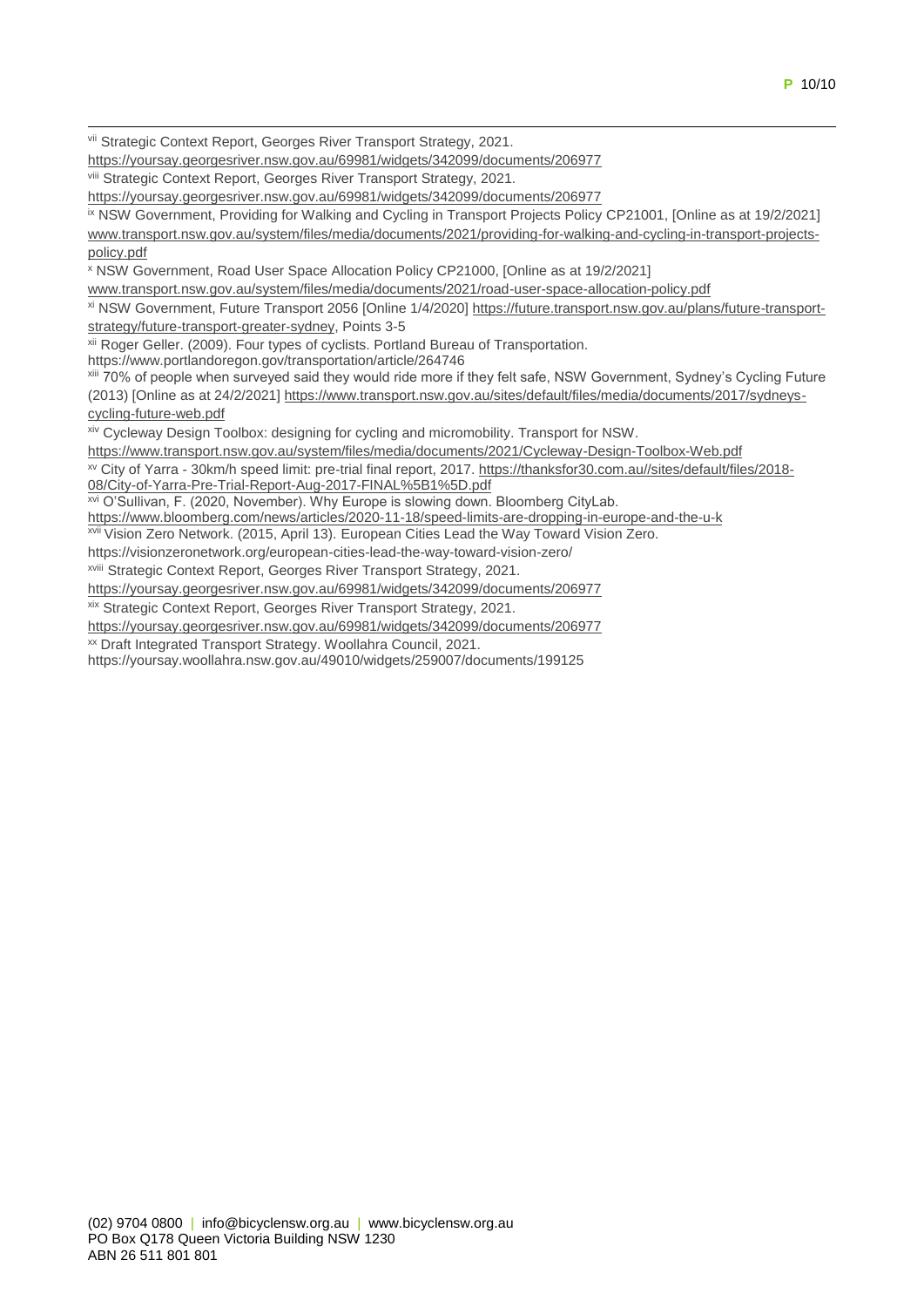[vii] Strategic Context Report, Georges River Transport Strategy, 2021. https://yoursay.georgesriver.nsw.gov.au/69981/widgets/342099/documents/206977

[viii] Strategic Context Report, Georges River Transport Strategy, 2021. https://yoursay.georgesriver.nsw.gov.au/69981/widgets/342099/documents/206977

[ix] NSW Government, Providing for Walking and Cycling in Transport Projects Policy CP21001, [Online as at 19/2/2021] www.transport.nsw.gov.au/system/files/media/documents/2021/providing-for-walking-and-cycling-in-transport-projects-policy.pdf

[x] NSW Government, Road User Space Allocation Policy CP21000, [Online as at 19/2/2021] www.transport.nsw.gov.au/system/files/media/documents/2021/road-user-space-allocation-policy.pdf

[xi] NSW Government, Future Transport 2056 [Online 1/4/2020] https://future.transport.nsw.gov.au/plans/future-transport-strategy/future-transport-greater-sydney, Points 3-5

[xii] Roger Geller. (2009). Four types of cyclists. Portland Bureau of Transportation. https://www.portlandoregon.gov/transportation/article/264746

[xiii] 70% of people when surveyed said they would ride more if they felt safe, NSW Government, Sydney's Cycling Future (2013) [Online as at 24/2/2021] https://www.transport.nsw.gov.au/sites/default/files/media/documents/2017/sydneys-cycling-future-web.pdf

[xiv] Cycleway Design Toolbox: designing for cycling and micromobility. Transport for NSW. https://www.transport.nsw.gov.au/system/files/media/documents/2021/Cycleway-Design-Toolbox-Web.pdf

[xv] City of Yarra - 30km/h speed limit: pre-trial final report, 2017. https://thanksfor30.com.au//sites/default/files/2018-08/City-of-Yarra-Pre-Trial-Report-Aug-2017-FINAL%5B1%5D.pdf

[xvi] O'Sullivan, F. (2020, November). Why Europe is slowing down. Bloomberg CityLab. https://www.bloomberg.com/news/articles/2020-11-18/speed-limits-are-dropping-in-europe-and-the-u-k

[xvii] Vision Zero Network. (2015, April 13). European Cities Lead the Way Toward Vision Zero. https://visionzeronetwork.org/european-cities-lead-the-way-toward-vision-zero/

[xviii] Strategic Context Report, Georges River Transport Strategy, 2021. https://yoursay.georgesriver.nsw.gov.au/69981/widgets/342099/documents/206977

[xix] Strategic Context Report, Georges River Transport Strategy, 2021. https://yoursay.georgesriver.nsw.gov.au/69981/widgets/342099/documents/206977

[xx] Draft Integrated Transport Strategy. Woollahra Council, 2021. https://yoursay.woollahra.nsw.gov.au/49010/widgets/259007/documents/199125

(02) 9704 0800 | info@bicyclensw.org.au | www.bicyclensw.org.au
PO Box Q178 Queen Victoria Building NSW 1230
ABN 26 511 801 801